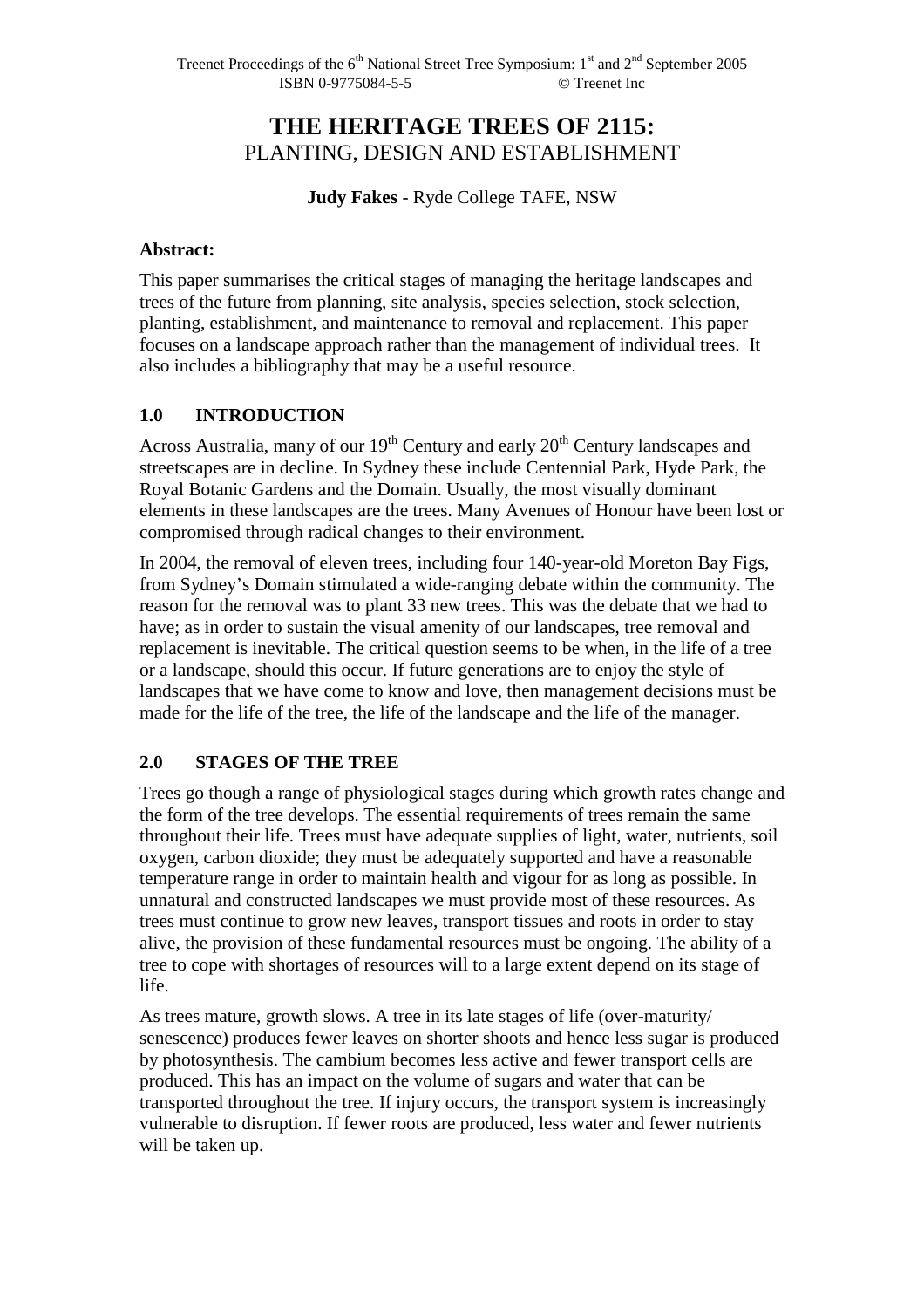# THE HERITAGE TREES OF 2115:
## PLANTING, DESIGN AND ESTABLISHMENT

**Judy Fakes** - Ryde College TAFE, NSW

**Abstract:**

This paper summarises the critical stages of managing the heritage landscapes and trees of the future from planning, site analysis, species selection, stock selection, planting, establishment, and maintenance to removal and replacement. This paper focuses on a landscape approach rather than the management of individual trees. It also includes a bibliography that may be a useful resource.

## 1.0 INTRODUCTION

Across Australia, many of our 19th Century and early 20th Century landscapes and streetscapes are in decline. In Sydney these include Centennial Park, Hyde Park, the Royal Botanic Gardens and the Domain. Usually, the most visually dominant elements in these landscapes are the trees. Many Avenues of Honour have been lost or compromised through radical changes to their environment.

In 2004, the removal of eleven trees, including four 140-year-old Moreton Bay Figs, from Sydney's Domain stimulated a wide-ranging debate within the community. The reason for the removal was to plant 33 new trees. This was the debate that we had to have; as in order to sustain the visual amenity of our landscapes, tree removal and replacement is inevitable. The critical question seems to be when, in the life of a tree or a landscape, should this occur. If future generations are to enjoy the style of landscapes that we have come to know and love, then management decisions must be made for the life of the tree, the life of the landscape and the life of the manager.

## 2.0 STAGES OF THE TREE

Trees go though a range of physiological stages during which growth rates change and the form of the tree develops. The essential requirements of trees remain the same throughout their life. Trees must have adequate supplies of light, water, nutrients, soil oxygen, carbon dioxide; they must be adequately supported and have a reasonable temperature range in order to maintain health and vigour for as long as possible. In unnatural and constructed landscapes we must provide most of these resources. As trees must continue to grow new leaves, transport tissues and roots in order to stay alive, the provision of these fundamental resources must be ongoing. The ability of a tree to cope with shortages of resources will to a large extent depend on its stage of life.

As trees mature, growth slows. A tree in its late stages of life (over-maturity/ senescence) produces fewer leaves on shorter shoots and hence less sugar is produced by photosynthesis. The cambium becomes less active and fewer transport cells are produced. This has an impact on the volume of sugars and water that can be transported throughout the tree. If injury occurs, the transport system is increasingly vulnerable to disruption. If fewer roots are produced, less water and fewer nutrients will be taken up.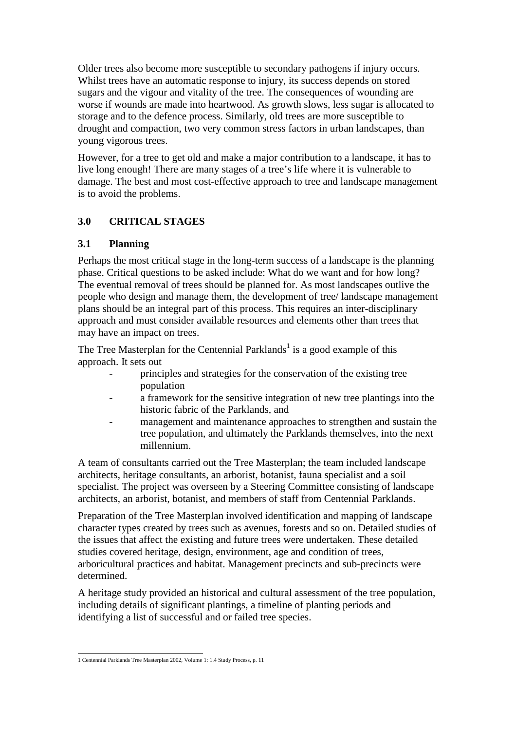Older trees also become more susceptible to secondary pathogens if injury occurs. Whilst trees have an automatic response to injury, its success depends on stored sugars and the vigour and vitality of the tree. The consequences of wounding are worse if wounds are made into heartwood. As growth slows, less sugar is allocated to storage and to the defence process. Similarly, old trees are more susceptible to drought and compaction, two very common stress factors in urban landscapes, than young vigorous trees.

However, for a tree to get old and make a major contribution to a landscape, it has to live long enough! There are many stages of a tree's life where it is vulnerable to damage. The best and most cost-effective approach to tree and landscape management is to avoid the problems.

## 3.0 CRITICAL STAGES

### 3.1 Planning

Perhaps the most critical stage in the long-term success of a landscape is the planning phase. Critical questions to be asked include: What do we want and for how long? The eventual removal of trees should be planned for. As most landscapes outlive the people who design and manage them, the development of tree/ landscape management plans should be an integral part of this process. This requires an inter-disciplinary approach and must consider available resources and elements other than trees that may have an impact on trees.

The Tree Masterplan for the Centennial Parklands[1] is a good example of this approach. It sets out

- principles and strategies for the conservation of the existing tree population
- a framework for the sensitive integration of new tree plantings into the historic fabric of the Parklands, and
- management and maintenance approaches to strengthen and sustain the tree population, and ultimately the Parklands themselves, into the next millennium.

A team of consultants carried out the Tree Masterplan; the team included landscape architects, heritage consultants, an arborist, botanist, fauna specialist and a soil specialist. The project was overseen by a Steering Committee consisting of landscape architects, an arborist, botanist, and members of staff from Centennial Parklands.

Preparation of the Tree Masterplan involved identification and mapping of landscape character types created by trees such as avenues, forests and so on. Detailed studies of the issues that affect the existing and future trees were undertaken. These detailed studies covered heritage, design, environment, age and condition of trees, arboricultural practices and habitat. Management precincts and sub-precincts were determined.

A heritage study provided an historical and cultural assessment of the tree population, including details of significant plantings, a timeline of planting periods and identifying a list of successful and or failed tree species.

---

1 Centennial Parklands Tree Masterplan 2002, Volume 1: 1.4 Study Process, p. 11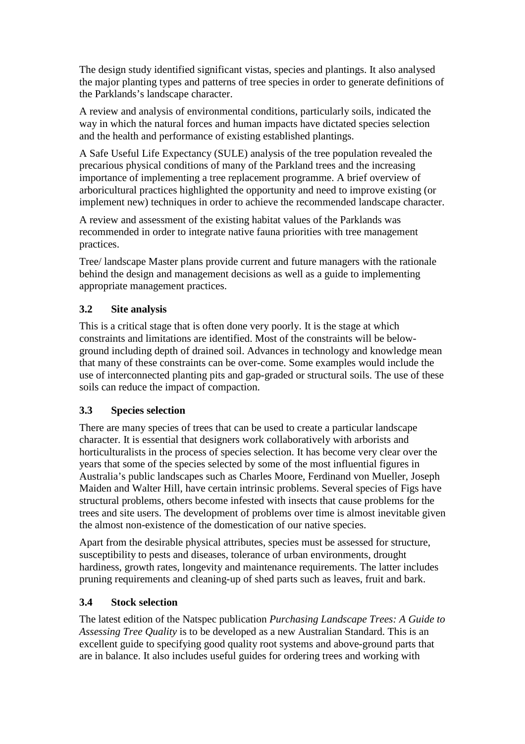The design study identified significant vistas, species and plantings. It also analysed the major planting types and patterns of tree species in order to generate definitions of the Parklands's landscape character.

A review and analysis of environmental conditions, particularly soils, indicated the way in which the natural forces and human impacts have dictated species selection and the health and performance of existing established plantings.

A Safe Useful Life Expectancy (SULE) analysis of the tree population revealed the precarious physical conditions of many of the Parkland trees and the increasing importance of implementing a tree replacement programme. A brief overview of arboricultural practices highlighted the opportunity and need to improve existing (or implement new) techniques in order to achieve the recommended landscape character.

A review and assessment of the existing habitat values of the Parklands was recommended in order to integrate native fauna priorities with tree management practices.

Tree/ landscape Master plans provide current and future managers with the rationale behind the design and management decisions as well as a guide to implementing appropriate management practices.

### 3.2 Site analysis

This is a critical stage that is often done very poorly. It is the stage at which constraints and limitations are identified. Most of the constraints will be below-ground including depth of drained soil. Advances in technology and knowledge mean that many of these constraints can be over-come. Some examples would include the use of interconnected planting pits and gap-graded or structural soils. The use of these soils can reduce the impact of compaction.

### 3.3 Species selection

There are many species of trees that can be used to create a particular landscape character. It is essential that designers work collaboratively with arborists and horticulturalists in the process of species selection. It has become very clear over the years that some of the species selected by some of the most influential figures in Australia's public landscapes such as Charles Moore, Ferdinand von Mueller, Joseph Maiden and Walter Hill, have certain intrinsic problems. Several species of Figs have structural problems, others become infested with insects that cause problems for the trees and site users. The development of problems over time is almost inevitable given the almost non-existence of the domestication of our native species.

Apart from the desirable physical attributes, species must be assessed for structure, susceptibility to pests and diseases, tolerance of urban environments, drought hardiness, growth rates, longevity and maintenance requirements. The latter includes pruning requirements and cleaning-up of shed parts such as leaves, fruit and bark.

### 3.4 Stock selection

The latest edition of the Natspec publication *Purchasing Landscape Trees: A Guide to Assessing Tree Quality* is to be developed as a new Australian Standard. This is an excellent guide to specifying good quality root systems and above-ground parts that are in balance. It also includes useful guides for ordering trees and working with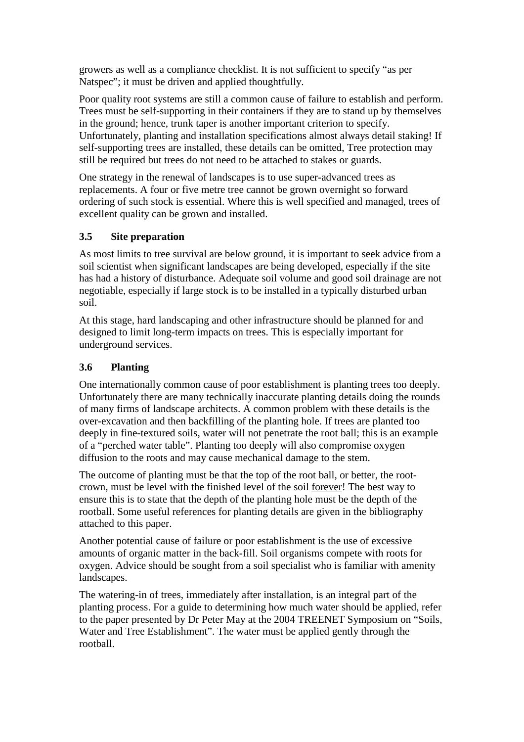growers as well as a compliance checklist. It is not sufficient to specify "as per Natspec"; it must be driven and applied thoughtfully.

Poor quality root systems are still a common cause of failure to establish and perform. Trees must be self-supporting in their containers if they are to stand up by themselves in the ground; hence, trunk taper is another important criterion to specify. Unfortunately, planting and installation specifications almost always detail staking! If self-supporting trees are installed, these details can be omitted, Tree protection may still be required but trees do not need to be attached to stakes or guards.

One strategy in the renewal of landscapes is to use super-advanced trees as replacements. A four or five metre tree cannot be grown overnight so forward ordering of such stock is essential. Where this is well specified and managed, trees of excellent quality can be grown and installed.

### 3.5 Site preparation

As most limits to tree survival are below ground, it is important to seek advice from a soil scientist when significant landscapes are being developed, especially if the site has had a history of disturbance. Adequate soil volume and good soil drainage are not negotiable, especially if large stock is to be installed in a typically disturbed urban soil.

At this stage, hard landscaping and other infrastructure should be planned for and designed to limit long-term impacts on trees. This is especially important for underground services.

### 3.6 Planting

One internationally common cause of poor establishment is planting trees too deeply. Unfortunately there are many technically inaccurate planting details doing the rounds of many firms of landscape architects. A common problem with these details is the over-excavation and then backfilling of the planting hole. If trees are planted too deeply in fine-textured soils, water will not penetrate the root ball; this is an example of a "perched water table". Planting too deeply will also compromise oxygen diffusion to the roots and may cause mechanical damage to the stem.

The outcome of planting must be that the top of the root ball, or better, the root-crown, must be level with the finished level of the soil <u>forever</u>! The best way to ensure this is to state that the depth of the planting hole must be the depth of the rootball. Some useful references for planting details are given in the bibliography attached to this paper.

Another potential cause of failure or poor establishment is the use of excessive amounts of organic matter in the back-fill. Soil organisms compete with roots for oxygen. Advice should be sought from a soil specialist who is familiar with amenity landscapes.

The watering-in of trees, immediately after installation, is an integral part of the planting process. For a guide to determining how much water should be applied, refer to the paper presented by Dr Peter May at the 2004 TREENET Symposium on "Soils, Water and Tree Establishment". The water must be applied gently through the rootball.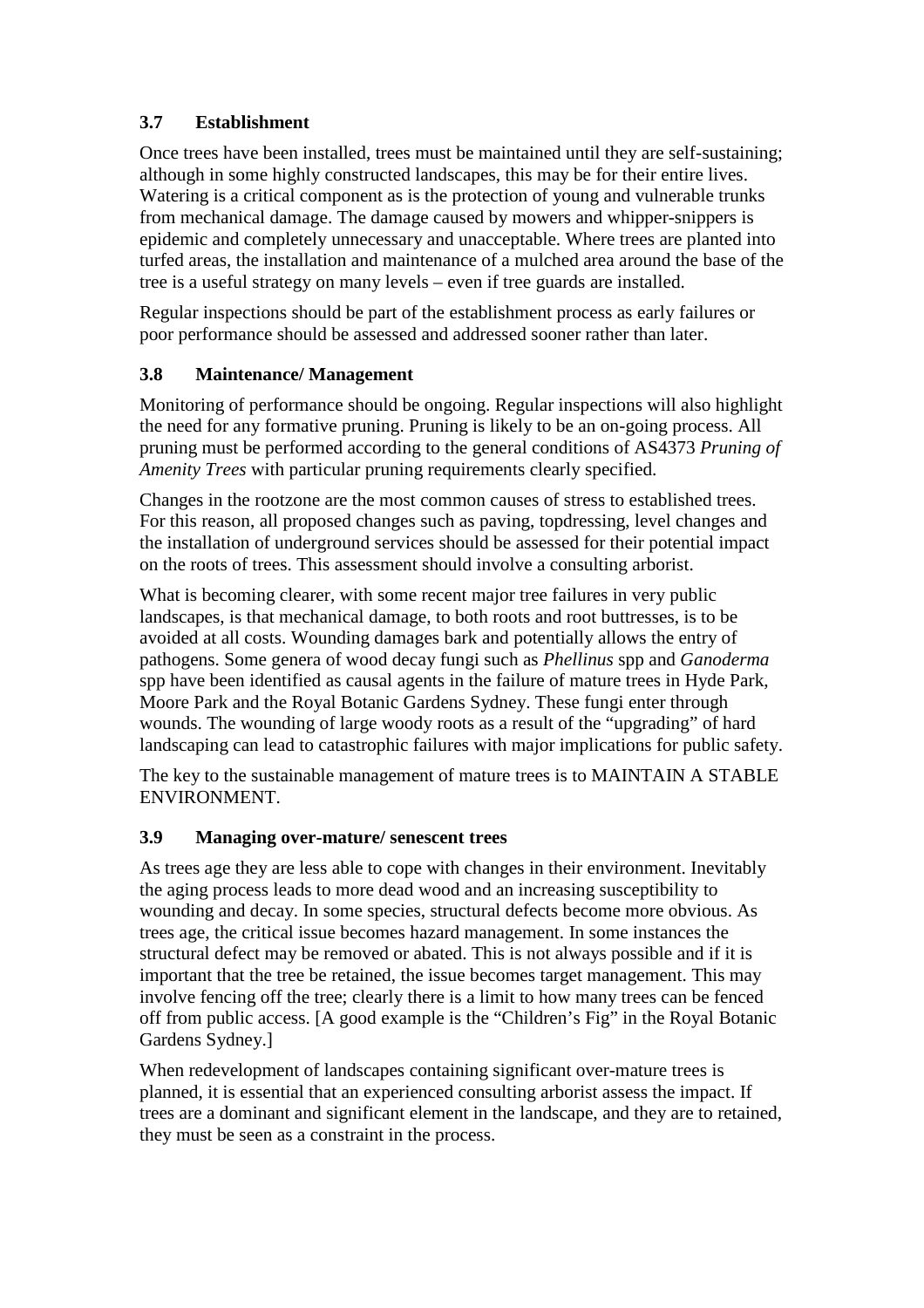### 3.7 Establishment

Once trees have been installed, trees must be maintained until they are self-sustaining; although in some highly constructed landscapes, this may be for their entire lives. Watering is a critical component as is the protection of young and vulnerable trunks from mechanical damage. The damage caused by mowers and whipper-snippers is epidemic and completely unnecessary and unacceptable. Where trees are planted into turfed areas, the installation and maintenance of a mulched area around the base of the tree is a useful strategy on many levels – even if tree guards are installed.

Regular inspections should be part of the establishment process as early failures or poor performance should be assessed and addressed sooner rather than later.

### 3.8 Maintenance/ Management

Monitoring of performance should be ongoing. Regular inspections will also highlight the need for any formative pruning. Pruning is likely to be an on-going process. All pruning must be performed according to the general conditions of AS4373 *Pruning of Amenity Trees* with particular pruning requirements clearly specified.

Changes in the rootzone are the most common causes of stress to established trees. For this reason, all proposed changes such as paving, topdressing, level changes and the installation of underground services should be assessed for their potential impact on the roots of trees. This assessment should involve a consulting arborist.

What is becoming clearer, with some recent major tree failures in very public landscapes, is that mechanical damage, to both roots and root buttresses, is to be avoided at all costs. Wounding damages bark and potentially allows the entry of pathogens. Some genera of wood decay fungi such as *Phellinus* spp and *Ganoderma* spp have been identified as causal agents in the failure of mature trees in Hyde Park, Moore Park and the Royal Botanic Gardens Sydney. These fungi enter through wounds. The wounding of large woody roots as a result of the "upgrading" of hard landscaping can lead to catastrophic failures with major implications for public safety.

The key to the sustainable management of mature trees is to MAINTAIN A STABLE ENVIRONMENT.

### 3.9 Managing over-mature/ senescent trees

As trees age they are less able to cope with changes in their environment. Inevitably the aging process leads to more dead wood and an increasing susceptibility to wounding and decay. In some species, structural defects become more obvious. As trees age, the critical issue becomes hazard management. In some instances the structural defect may be removed or abated. This is not always possible and if it is important that the tree be retained, the issue becomes target management. This may involve fencing off the tree; clearly there is a limit to how many trees can be fenced off from public access. [A good example is the "Children's Fig" in the Royal Botanic Gardens Sydney.]

When redevelopment of landscapes containing significant over-mature trees is planned, it is essential that an experienced consulting arborist assess the impact. If trees are a dominant and significant element in the landscape, and they are to retained, they must be seen as a constraint in the process.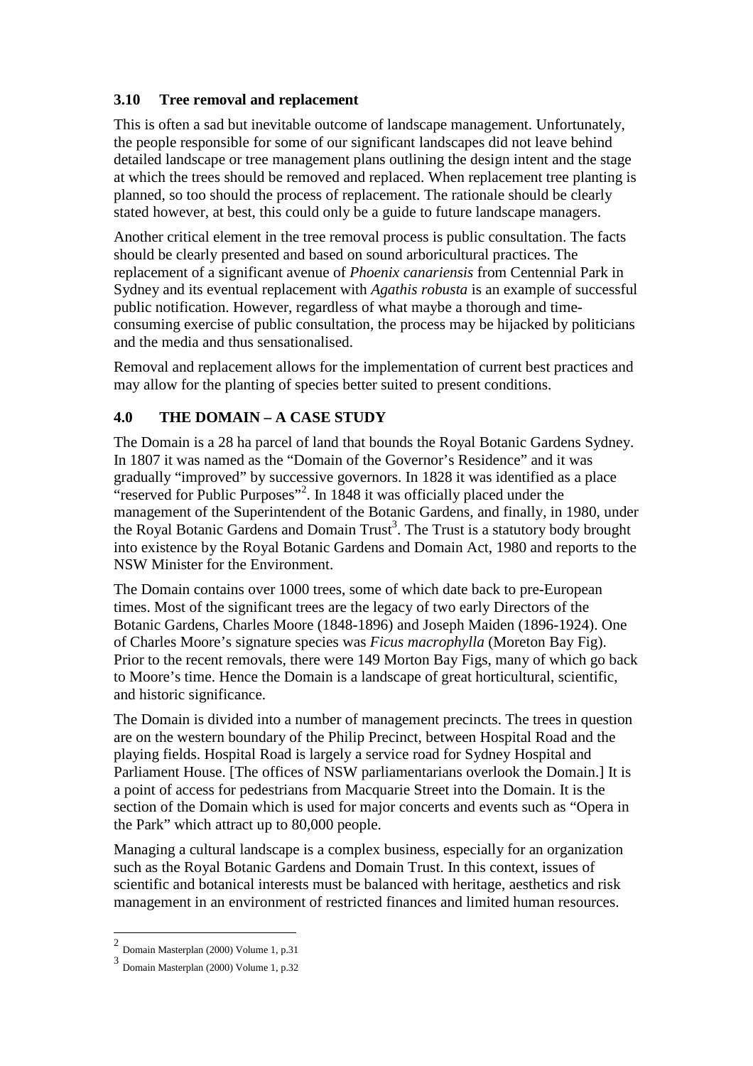### 3.10 Tree removal and replacement

This is often a sad but inevitable outcome of landscape management. Unfortunately, the people responsible for some of our significant landscapes did not leave behind detailed landscape or tree management plans outlining the design intent and the stage at which the trees should be removed and replaced. When replacement tree planting is planned, so too should the process of replacement. The rationale should be clearly stated however, at best, this could only be a guide to future landscape managers.

Another critical element in the tree removal process is public consultation. The facts should be clearly presented and based on sound arboricultural practices. The replacement of a significant avenue of *Phoenix canariensis* from Centennial Park in Sydney and its eventual replacement with *Agathis robusta* is an example of successful public notification. However, regardless of what maybe a thorough and time-consuming exercise of public consultation, the process may be hijacked by politicians and the media and thus sensationalised.

Removal and replacement allows for the implementation of current best practices and may allow for the planting of species better suited to present conditions.

## 4.0 THE DOMAIN – A CASE STUDY

The Domain is a 28 ha parcel of land that bounds the Royal Botanic Gardens Sydney. In 1807 it was named as the "Domain of the Governor's Residence" and it was gradually "improved" by successive governors. In 1828 it was identified as a place "reserved for Public Purposes"[2]. In 1848 it was officially placed under the management of the Superintendent of the Botanic Gardens, and finally, in 1980, under the Royal Botanic Gardens and Domain Trust[3]. The Trust is a statutory body brought into existence by the Royal Botanic Gardens and Domain Act, 1980 and reports to the NSW Minister for the Environment.

The Domain contains over 1000 trees, some of which date back to pre-European times. Most of the significant trees are the legacy of two early Directors of the Botanic Gardens, Charles Moore (1848-1896) and Joseph Maiden (1896-1924). One of Charles Moore's signature species was *Ficus macrophylla* (Moreton Bay Fig). Prior to the recent removals, there were 149 Morton Bay Figs, many of which go back to Moore's time. Hence the Domain is a landscape of great horticultural, scientific, and historic significance.

The Domain is divided into a number of management precincts. The trees in question are on the western boundary of the Philip Precinct, between Hospital Road and the playing fields. Hospital Road is largely a service road for Sydney Hospital and Parliament House. [The offices of NSW parliamentarians overlook the Domain.] It is a point of access for pedestrians from Macquarie Street into the Domain. It is the section of the Domain which is used for major concerts and events such as "Opera in the Park" which attract up to 80,000 people.

Managing a cultural landscape is a complex business, especially for an organization such as the Royal Botanic Gardens and Domain Trust. In this context, issues of scientific and botanical interests must be balanced with heritage, aesthetics and risk management in an environment of restricted finances and limited human resources.

---

[2] Domain Masterplan (2000) Volume 1, p.31

[3] Domain Masterplan (2000) Volume 1, p.32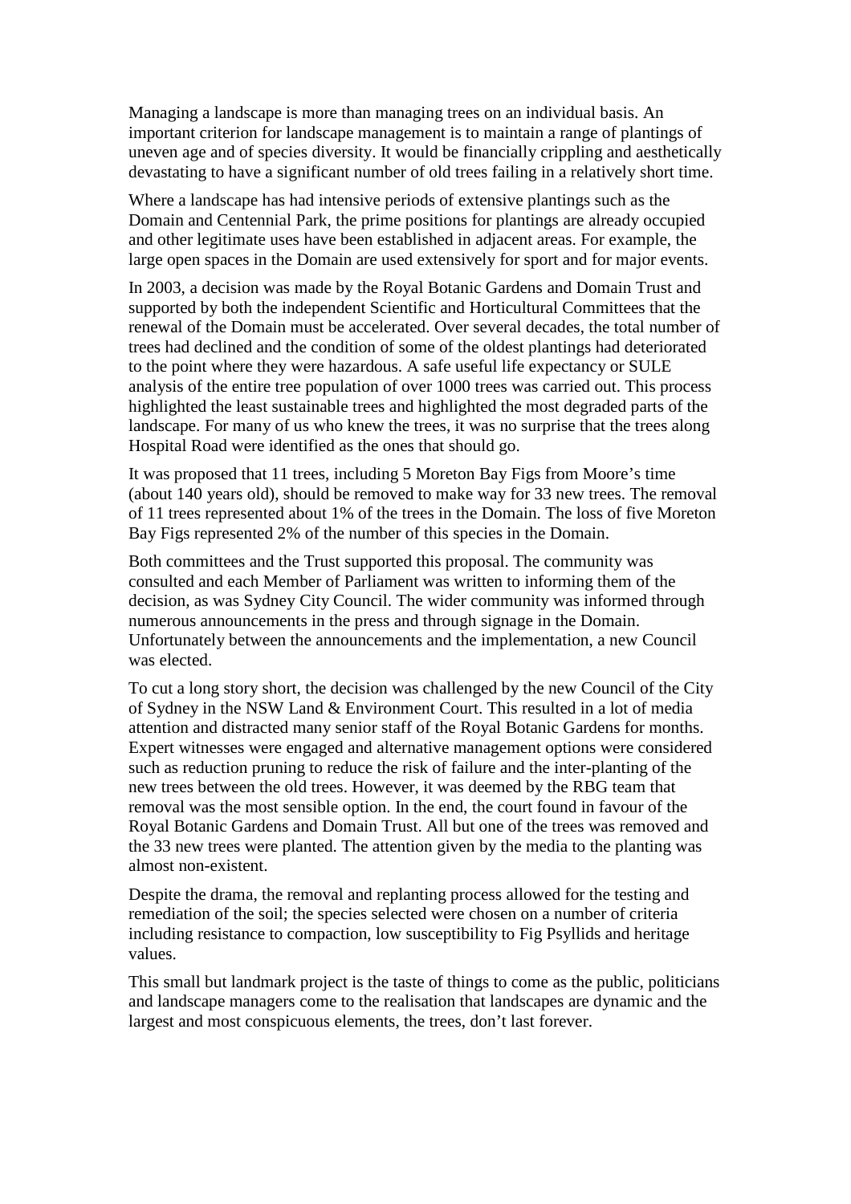Managing a landscape is more than managing trees on an individual basis. An important criterion for landscape management is to maintain a range of plantings of uneven age and of species diversity. It would be financially crippling and aesthetically devastating to have a significant number of old trees failing in a relatively short time.

Where a landscape has had intensive periods of extensive plantings such as the Domain and Centennial Park, the prime positions for plantings are already occupied and other legitimate uses have been established in adjacent areas. For example, the large open spaces in the Domain are used extensively for sport and for major events.

In 2003, a decision was made by the Royal Botanic Gardens and Domain Trust and supported by both the independent Scientific and Horticultural Committees that the renewal of the Domain must be accelerated. Over several decades, the total number of trees had declined and the condition of some of the oldest plantings had deteriorated to the point where they were hazardous. A safe useful life expectancy or SULE analysis of the entire tree population of over 1000 trees was carried out. This process highlighted the least sustainable trees and highlighted the most degraded parts of the landscape. For many of us who knew the trees, it was no surprise that the trees along Hospital Road were identified as the ones that should go.

It was proposed that 11 trees, including 5 Moreton Bay Figs from Moore's time (about 140 years old), should be removed to make way for 33 new trees. The removal of 11 trees represented about 1% of the trees in the Domain. The loss of five Moreton Bay Figs represented 2% of the number of this species in the Domain.

Both committees and the Trust supported this proposal. The community was consulted and each Member of Parliament was written to informing them of the decision, as was Sydney City Council. The wider community was informed through numerous announcements in the press and through signage in the Domain. Unfortunately between the announcements and the implementation, a new Council was elected.

To cut a long story short, the decision was challenged by the new Council of the City of Sydney in the NSW Land & Environment Court. This resulted in a lot of media attention and distracted many senior staff of the Royal Botanic Gardens for months. Expert witnesses were engaged and alternative management options were considered such as reduction pruning to reduce the risk of failure and the inter-planting of the new trees between the old trees. However, it was deemed by the RBG team that removal was the most sensible option. In the end, the court found in favour of the Royal Botanic Gardens and Domain Trust. All but one of the trees was removed and the 33 new trees were planted. The attention given by the media to the planting was almost non-existent.

Despite the drama, the removal and replanting process allowed for the testing and remediation of the soil; the species selected were chosen on a number of criteria including resistance to compaction, low susceptibility to Fig Psyllids and heritage values.

This small but landmark project is the taste of things to come as the public, politicians and landscape managers come to the realisation that landscapes are dynamic and the largest and most conspicuous elements, the trees, don't last forever.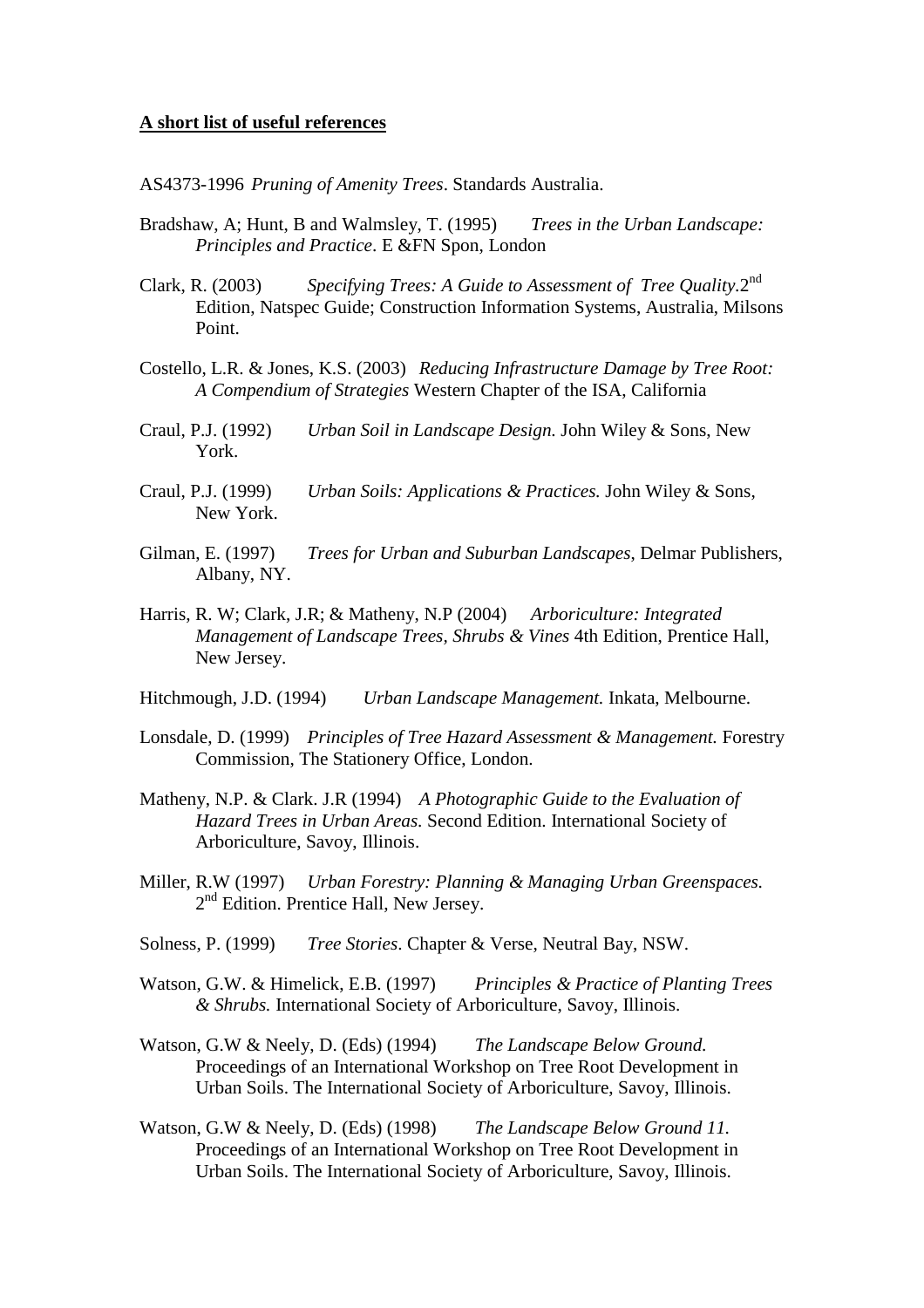**A short list of useful references**

AS4373-1996 *Pruning of Amenity Trees*. Standards Australia.

Bradshaw, A; Hunt, B and Walmsley, T. (1995) *Trees in the Urban Landscape: Principles and Practice*. E &FN Spon, London

Clark, R. (2003) *Specifying Trees: A Guide to Assessment of Tree Quality*.2nd Edition, Natspec Guide; Construction Information Systems, Australia, Milsons Point.

Costello, L.R. & Jones, K.S. (2003) *Reducing Infrastructure Damage by Tree Root: A Compendium of Strategies* Western Chapter of the ISA, California

Craul, P.J. (1992) *Urban Soil in Landscape Design.* John Wiley & Sons, New York.

Craul, P.J. (1999) *Urban Soils: Applications & Practices.* John Wiley & Sons, New York.

Gilman, E. (1997) *Trees for Urban and Suburban Landscapes*, Delmar Publishers, Albany, NY.

Harris, R. W; Clark, J.R; & Matheny, N.P (2004) *Arboriculture: Integrated Management of Landscape Trees, Shrubs & Vines* 4th Edition, Prentice Hall, New Jersey.

Hitchmough, J.D. (1994) *Urban Landscape Management.* Inkata, Melbourne.

Lonsdale, D. (1999) *Principles of Tree Hazard Assessment & Management.* Forestry Commission, The Stationery Office, London.

Matheny, N.P. & Clark. J.R (1994) *A Photographic Guide to the Evaluation of Hazard Trees in Urban Areas.* Second Edition. International Society of Arboriculture, Savoy, Illinois.

Miller, R.W (1997) *Urban Forestry: Planning & Managing Urban Greenspaces.* 2nd Edition. Prentice Hall, New Jersey.

Solness, P. (1999) *Tree Stories*. Chapter & Verse, Neutral Bay, NSW.

Watson, G.W. & Himelick, E.B. (1997) *Principles & Practice of Planting Trees & Shrubs.* International Society of Arboriculture, Savoy, Illinois.

Watson, G.W & Neely, D. (Eds) (1994) *The Landscape Below Ground.* Proceedings of an International Workshop on Tree Root Development in Urban Soils. The International Society of Arboriculture, Savoy, Illinois.

Watson, G.W & Neely, D. (Eds) (1998) *The Landscape Below Ground 11.* Proceedings of an International Workshop on Tree Root Development in Urban Soils. The International Society of Arboriculture, Savoy, Illinois.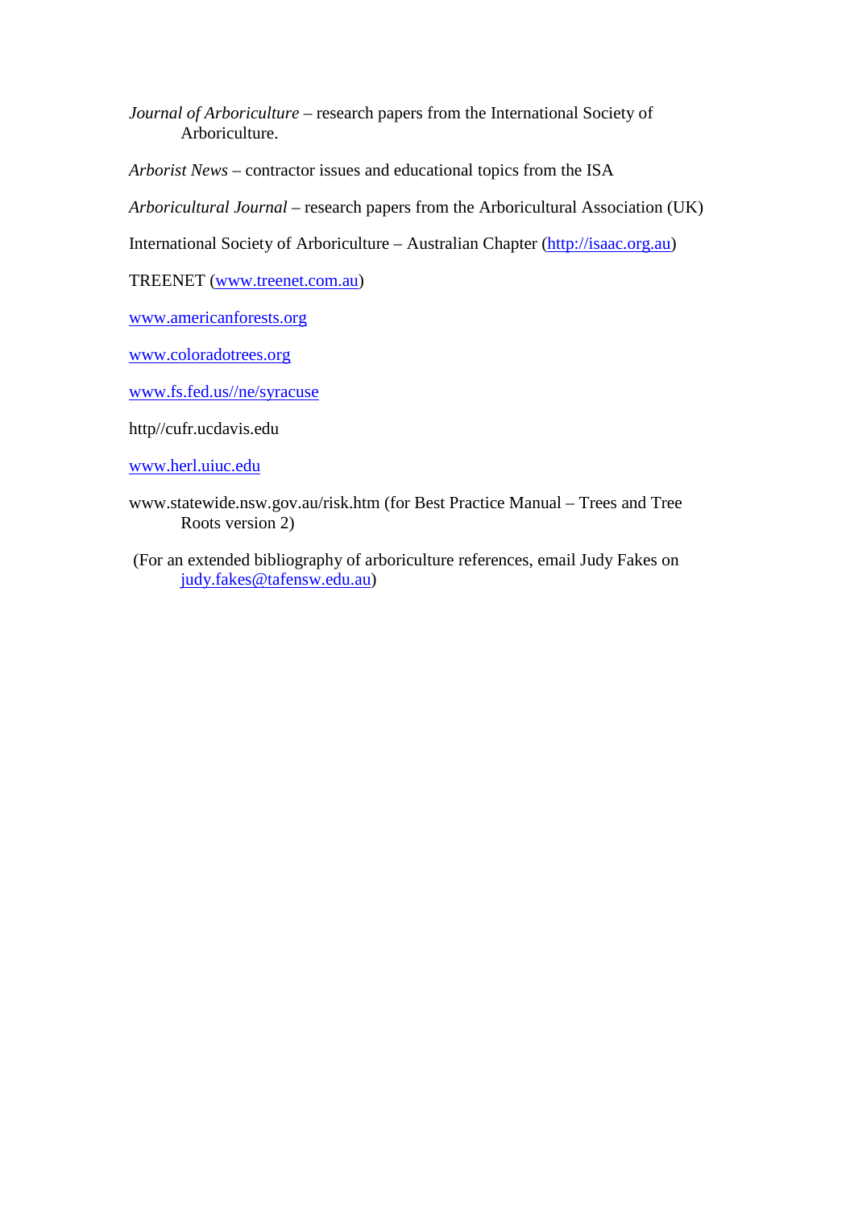*Journal of Arboriculture* – research papers from the International Society of Arboriculture.

*Arborist News* – contractor issues and educational topics from the ISA

*Arboricultural Journal* – research papers from the Arboricultural Association (UK)

International Society of Arboriculture – Australian Chapter (http://isaac.org.au)

TREENET (www.treenet.com.au)

www.americanforests.org

www.coloradotrees.org

www.fs.fed.us//ne/syracuse

http//cufr.ucdavis.edu

www.herl.uiuc.edu

www.statewide.nsw.gov.au/risk.htm (for Best Practice Manual – Trees and Tree Roots version 2)

(For an extended bibliography of arboriculture references, email Judy Fakes on judy.fakes@tafensw.edu.au)